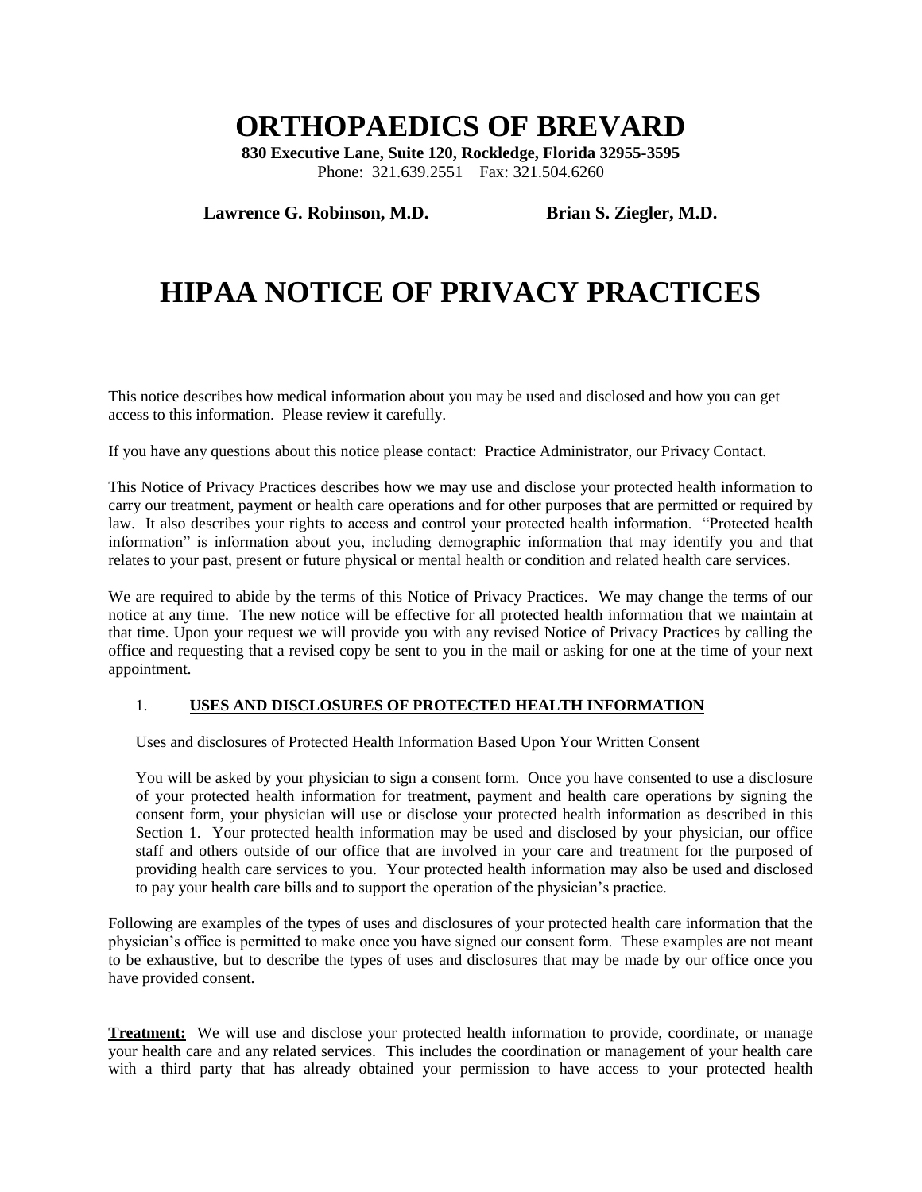# ORTHOPAEDICS OF BREVARD

**830 Executive Lane, Suite 120, Rockledge, Florida 32955-3595**

Phone: 321.639.2551 Fax: 321.504.6260

**Lawrence G. Robinson, M.D.** **Brian S. Ziegler, M.D.**

# HIPAA NOTICE OF PRIVACY PRACTICES

This notice describes how medical information about you may be used and disclosed and how you can get access to this information. Please review it carefully.

If you have any questions about this notice please contact: Practice Administrator, our Privacy Contact.

This Notice of Privacy Practices describes how we may use and disclose your protected health information to carry our treatment, payment or health care operations and for other purposes that are permitted or required by law. It also describes your rights to access and control your protected health information. "Protected health information" is information about you, including demographic information that may identify you and that relates to your past, present or future physical or mental health or condition and related health care services.

We are required to abide by the terms of this Notice of Privacy Practices. We may change the terms of our notice at any time. The new notice will be effective for all protected health information that we maintain at that time. Upon your request we will provide you with any revised Notice of Privacy Practices by calling the office and requesting that a revised copy be sent to you in the mail or asking for one at the time of your next appointment.

## 1. USES AND DISCLOSURES OF PROTECTED HEALTH INFORMATION

Uses and disclosures of Protected Health Information Based Upon Your Written Consent

You will be asked by your physician to sign a consent form. Once you have consented to use a disclosure of your protected health information for treatment, payment and health care operations by signing the consent form, your physician will use or disclose your protected health information as described in this Section 1. Your protected health information may be used and disclosed by your physician, our office staff and others outside of our office that are involved in your care and treatment for the purposed of providing health care services to you. Your protected health information may also be used and disclosed to pay your health care bills and to support the operation of the physician's practice.

Following are examples of the types of uses and disclosures of your protected health care information that the physician's office is permitted to make once you have signed our consent form. These examples are not meant to be exhaustive, but to describe the types of uses and disclosures that may be made by our office once you have provided consent.

**Treatment:** We will use and disclose your protected health information to provide, coordinate, or manage your health care and any related services. This includes the coordination or management of your health care with a third party that has already obtained your permission to have access to your protected health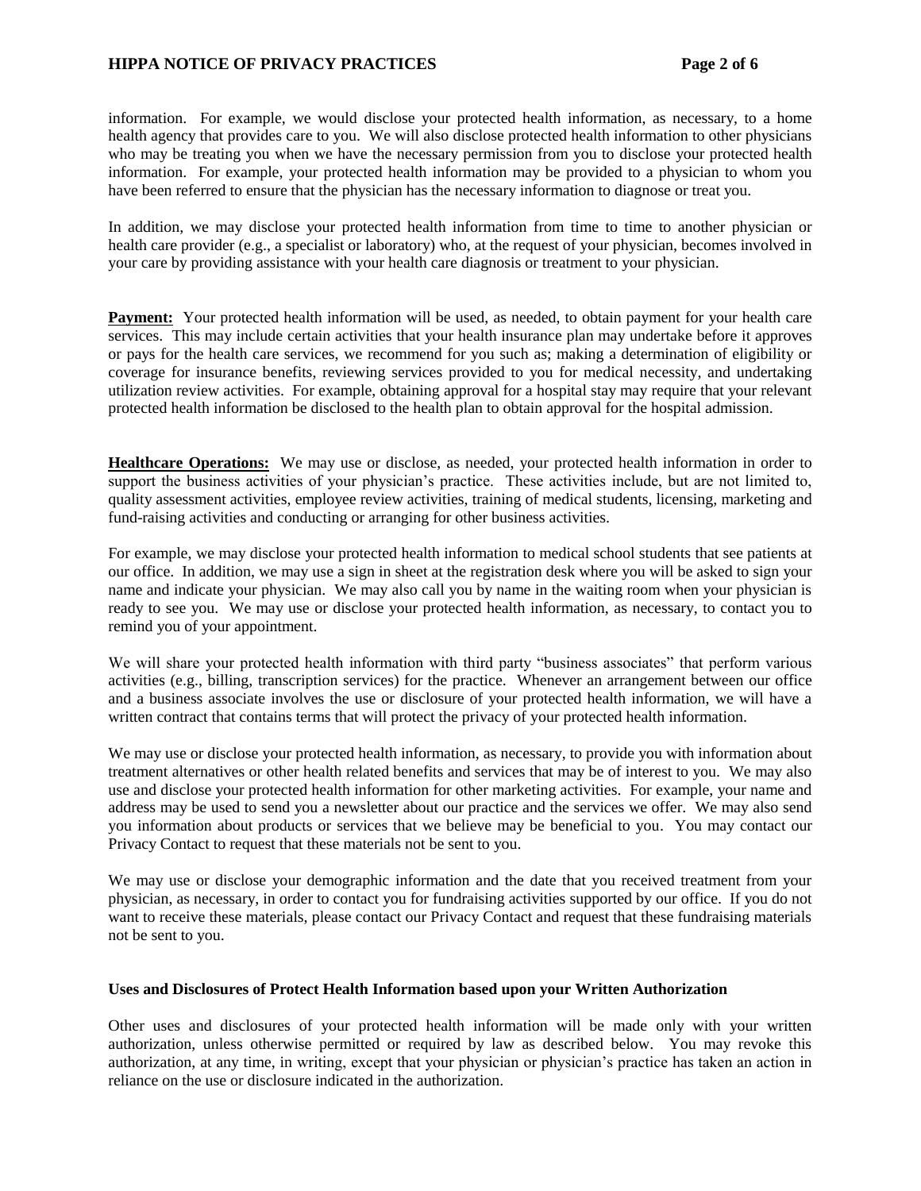information. For example, we would disclose your protected health information, as necessary, to a home health agency that provides care to you. We will also disclose protected health information to other physicians who may be treating you when we have the necessary permission from you to disclose your protected health information. For example, your protected health information may be provided to a physician to whom you have been referred to ensure that the physician has the necessary information to diagnose or treat you.

In addition, we may disclose your protected health information from time to time to another physician or health care provider (e.g., a specialist or laboratory) who, at the request of your physician, becomes involved in your care by providing assistance with your health care diagnosis or treatment to your physician.

**Payment:** Your protected health information will be used, as needed, to obtain payment for your health care services. This may include certain activities that your health insurance plan may undertake before it approves or pays for the health care services, we recommend for you such as; making a determination of eligibility or coverage for insurance benefits, reviewing services provided to you for medical necessity, and undertaking utilization review activities. For example, obtaining approval for a hospital stay may require that your relevant protected health information be disclosed to the health plan to obtain approval for the hospital admission.

**Healthcare Operations:** We may use or disclose, as needed, your protected health information in order to support the business activities of your physician's practice. These activities include, but are not limited to, quality assessment activities, employee review activities, training of medical students, licensing, marketing and fund-raising activities and conducting or arranging for other business activities.

For example, we may disclose your protected health information to medical school students that see patients at our office. In addition, we may use a sign in sheet at the registration desk where you will be asked to sign your name and indicate your physician. We may also call you by name in the waiting room when your physician is ready to see you. We may use or disclose your protected health information, as necessary, to contact you to remind you of your appointment.

We will share your protected health information with third party "business associates" that perform various activities (e.g., billing, transcription services) for the practice. Whenever an arrangement between our office and a business associate involves the use or disclosure of your protected health information, we will have a written contract that contains terms that will protect the privacy of your protected health information.

We may use or disclose your protected health information, as necessary, to provide you with information about treatment alternatives or other health related benefits and services that may be of interest to you. We may also use and disclose your protected health information for other marketing activities. For example, your name and address may be used to send you a newsletter about our practice and the services we offer. We may also send you information about products or services that we believe may be beneficial to you. You may contact our Privacy Contact to request that these materials not be sent to you.

We may use or disclose your demographic information and the date that you received treatment from your physician, as necessary, in order to contact you for fundraising activities supported by our office. If you do not want to receive these materials, please contact our Privacy Contact and request that these fundraising materials not be sent to you.

### Uses and Disclosures of Protect Health Information based upon your Written Authorization

Other uses and disclosures of your protected health information will be made only with your written authorization, unless otherwise permitted or required by law as described below. You may revoke this authorization, at any time, in writing, except that your physician or physician's practice has taken an action in reliance on the use or disclosure indicated in the authorization.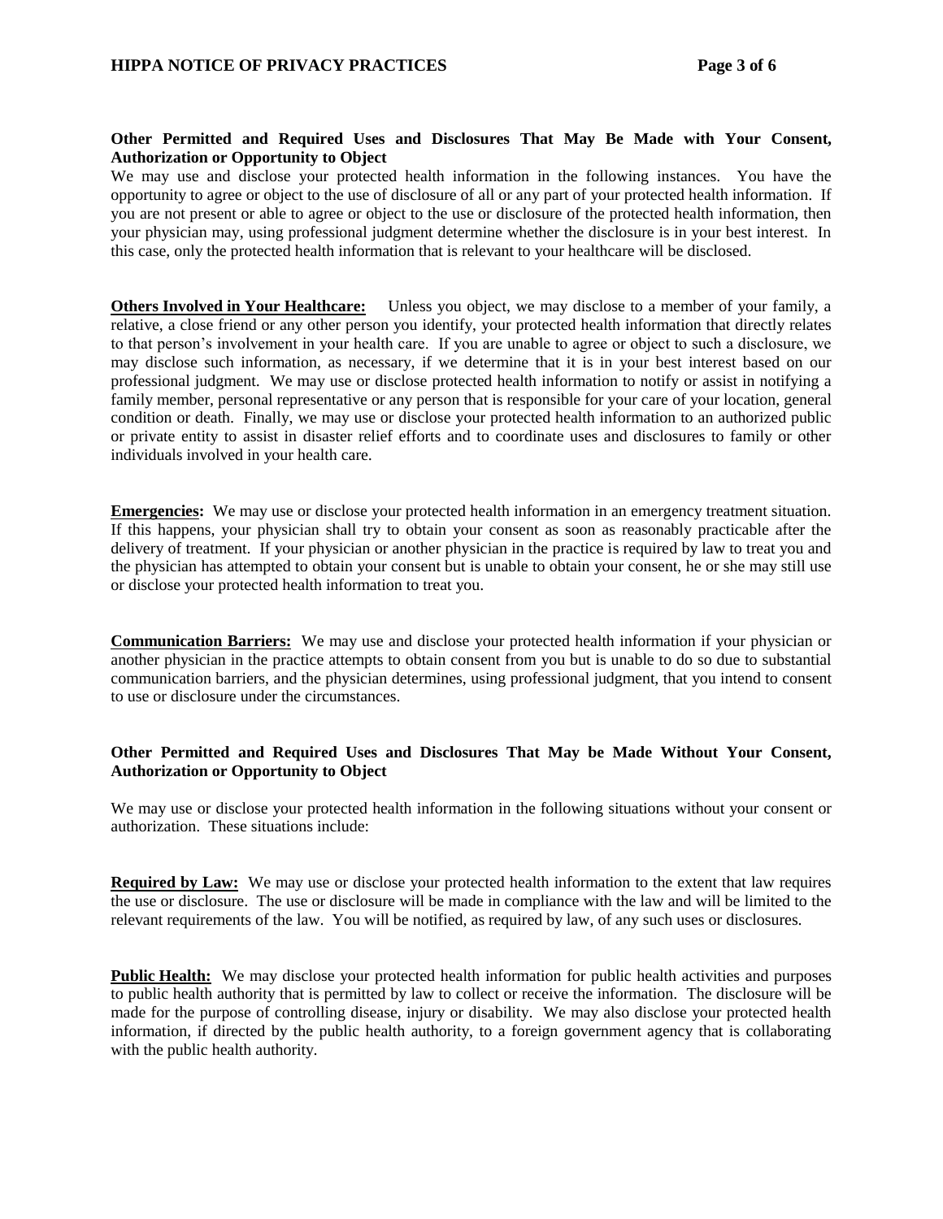**Other Permitted and Required Uses and Disclosures That May Be Made with Your Consent, Authorization or Opportunity to Object**

We may use and disclose your protected health information in the following instances. You have the opportunity to agree or object to the use of disclosure of all or any part of your protected health information. If you are not present or able to agree or object to the use or disclosure of the protected health information, then your physician may, using professional judgment determine whether the disclosure is in your best interest. In this case, only the protected health information that is relevant to your healthcare will be disclosed.

**Others Involved in Your Healthcare:** Unless you object, we may disclose to a member of your family, a relative, a close friend or any other person you identify, your protected health information that directly relates to that person's involvement in your health care. If you are unable to agree or object to such a disclosure, we may disclose such information, as necessary, if we determine that it is in your best interest based on our professional judgment. We may use or disclose protected health information to notify or assist in notifying a family member, personal representative or any person that is responsible for your care of your location, general condition or death. Finally, we may use or disclose your protected health information to an authorized public or private entity to assist in disaster relief efforts and to coordinate uses and disclosures to family or other individuals involved in your health care.

**Emergencies:** We may use or disclose your protected health information in an emergency treatment situation. If this happens, your physician shall try to obtain your consent as soon as reasonably practicable after the delivery of treatment. If your physician or another physician in the practice is required by law to treat you and the physician has attempted to obtain your consent but is unable to obtain your consent, he or she may still use or disclose your protected health information to treat you.

**Communication Barriers:** We may use and disclose your protected health information if your physician or another physician in the practice attempts to obtain consent from you but is unable to do so due to substantial communication barriers, and the physician determines, using professional judgment, that you intend to consent to use or disclosure under the circumstances.

**Other Permitted and Required Uses and Disclosures That May be Made Without Your Consent, Authorization or Opportunity to Object**

We may use or disclose your protected health information in the following situations without your consent or authorization. These situations include:

**Required by Law:** We may use or disclose your protected health information to the extent that law requires the use or disclosure. The use or disclosure will be made in compliance with the law and will be limited to the relevant requirements of the law. You will be notified, as required by law, of any such uses or disclosures.

**Public Health:** We may disclose your protected health information for public health activities and purposes to public health authority that is permitted by law to collect or receive the information. The disclosure will be made for the purpose of controlling disease, injury or disability. We may also disclose your protected health information, if directed by the public health authority, to a foreign government agency that is collaborating with the public health authority.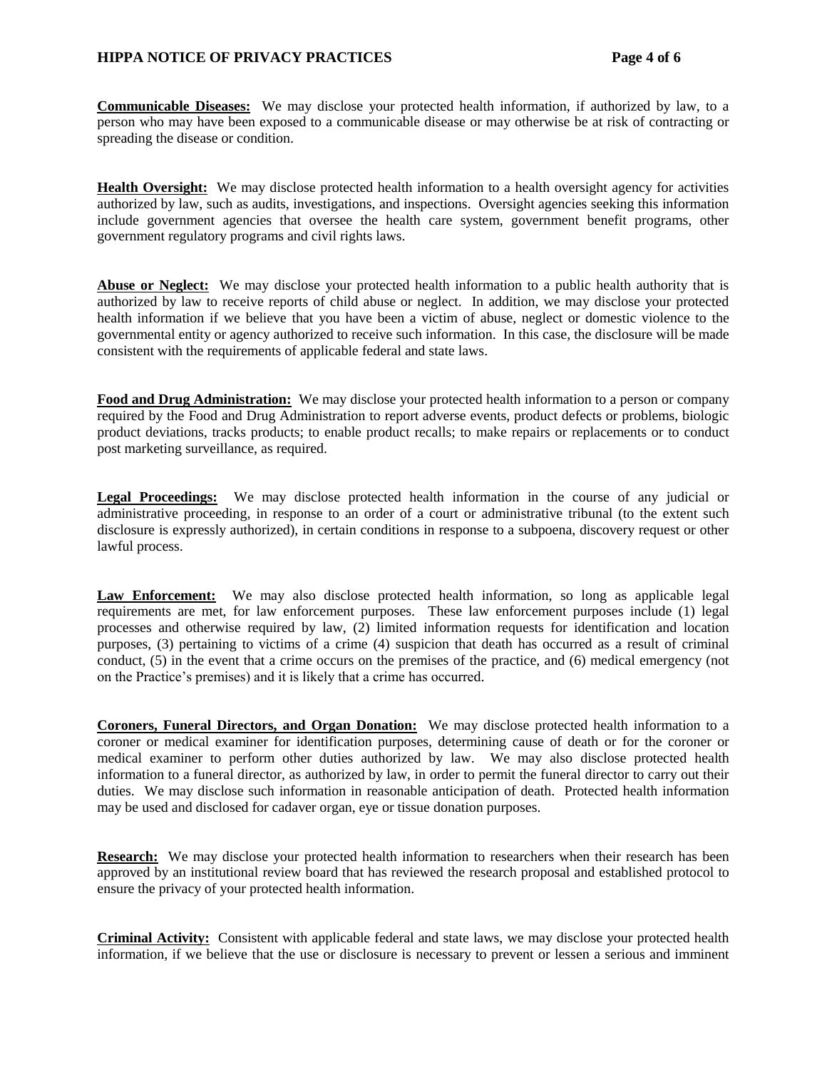**Communicable Diseases:** We may disclose your protected health information, if authorized by law, to a person who may have been exposed to a communicable disease or may otherwise be at risk of contracting or spreading the disease or condition.

**Health Oversight:** We may disclose protected health information to a health oversight agency for activities authorized by law, such as audits, investigations, and inspections. Oversight agencies seeking this information include government agencies that oversee the health care system, government benefit programs, other government regulatory programs and civil rights laws.

**Abuse or Neglect:** We may disclose your protected health information to a public health authority that is authorized by law to receive reports of child abuse or neglect. In addition, we may disclose your protected health information if we believe that you have been a victim of abuse, neglect or domestic violence to the governmental entity or agency authorized to receive such information. In this case, the disclosure will be made consistent with the requirements of applicable federal and state laws.

**Food and Drug Administration:** We may disclose your protected health information to a person or company required by the Food and Drug Administration to report adverse events, product defects or problems, biologic product deviations, tracks products; to enable product recalls; to make repairs or replacements or to conduct post marketing surveillance, as required.

**Legal Proceedings:** We may disclose protected health information in the course of any judicial or administrative proceeding, in response to an order of a court or administrative tribunal (to the extent such disclosure is expressly authorized), in certain conditions in response to a subpoena, discovery request or other lawful process.

**Law Enforcement:** We may also disclose protected health information, so long as applicable legal requirements are met, for law enforcement purposes. These law enforcement purposes include (1) legal processes and otherwise required by law, (2) limited information requests for identification and location purposes, (3) pertaining to victims of a crime (4) suspicion that death has occurred as a result of criminal conduct, (5) in the event that a crime occurs on the premises of the practice, and (6) medical emergency (not on the Practice's premises) and it is likely that a crime has occurred.

**Coroners, Funeral Directors, and Organ Donation:** We may disclose protected health information to a coroner or medical examiner for identification purposes, determining cause of death or for the coroner or medical examiner to perform other duties authorized by law. We may also disclose protected health information to a funeral director, as authorized by law, in order to permit the funeral director to carry out their duties. We may disclose such information in reasonable anticipation of death. Protected health information may be used and disclosed for cadaver organ, eye or tissue donation purposes.

**Research:** We may disclose your protected health information to researchers when their research has been approved by an institutional review board that has reviewed the research proposal and established protocol to ensure the privacy of your protected health information.

**Criminal Activity:** Consistent with applicable federal and state laws, we may disclose your protected health information, if we believe that the use or disclosure is necessary to prevent or lessen a serious and imminent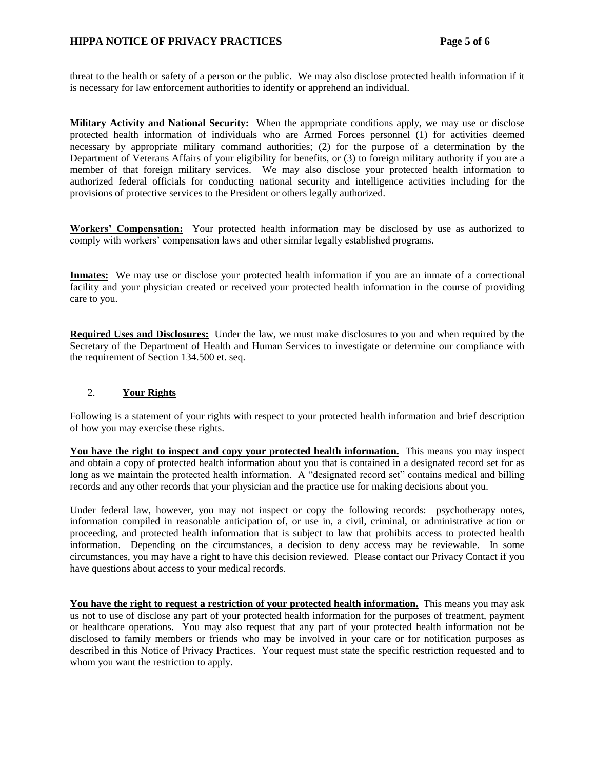threat to the health or safety of a person or the public. We may also disclose protected health information if it is necessary for law enforcement authorities to identify or apprehend an individual.

**Military Activity and National Security:** When the appropriate conditions apply, we may use or disclose protected health information of individuals who are Armed Forces personnel (1) for activities deemed necessary by appropriate military command authorities; (2) for the purpose of a determination by the Department of Veterans Affairs of your eligibility for benefits, or (3) to foreign military authority if you are a member of that foreign military services. We may also disclose your protected health information to authorized federal officials for conducting national security and intelligence activities including for the provisions of protective services to the President or others legally authorized.

**Workers' Compensation:** Your protected health information may be disclosed by use as authorized to comply with workers' compensation laws and other similar legally established programs.

**Inmates:** We may use or disclose your protected health information if you are an inmate of a correctional facility and your physician created or received your protected health information in the course of providing care to you.

**Required Uses and Disclosures:** Under the law, we must make disclosures to you and when required by the Secretary of the Department of Health and Human Services to investigate or determine our compliance with the requirement of Section 134.500 et. seq.

## 2. Your Rights

Following is a statement of your rights with respect to your protected health information and brief description of how you may exercise these rights.

**You have the right to inspect and copy your protected health information.** This means you may inspect and obtain a copy of protected health information about you that is contained in a designated record set for as long as we maintain the protected health information. A "designated record set" contains medical and billing records and any other records that your physician and the practice use for making decisions about you.

Under federal law, however, you may not inspect or copy the following records: psychotherapy notes, information compiled in reasonable anticipation of, or use in, a civil, criminal, or administrative action or proceeding, and protected health information that is subject to law that prohibits access to protected health information. Depending on the circumstances, a decision to deny access may be reviewable. In some circumstances, you may have a right to have this decision reviewed. Please contact our Privacy Contact if you have questions about access to your medical records.

**You have the right to request a restriction of your protected health information.** This means you may ask us not to use of disclose any part of your protected health information for the purposes of treatment, payment or healthcare operations. You may also request that any part of your protected health information not be disclosed to family members or friends who may be involved in your care or for notification purposes as described in this Notice of Privacy Practices. Your request must state the specific restriction requested and to whom you want the restriction to apply.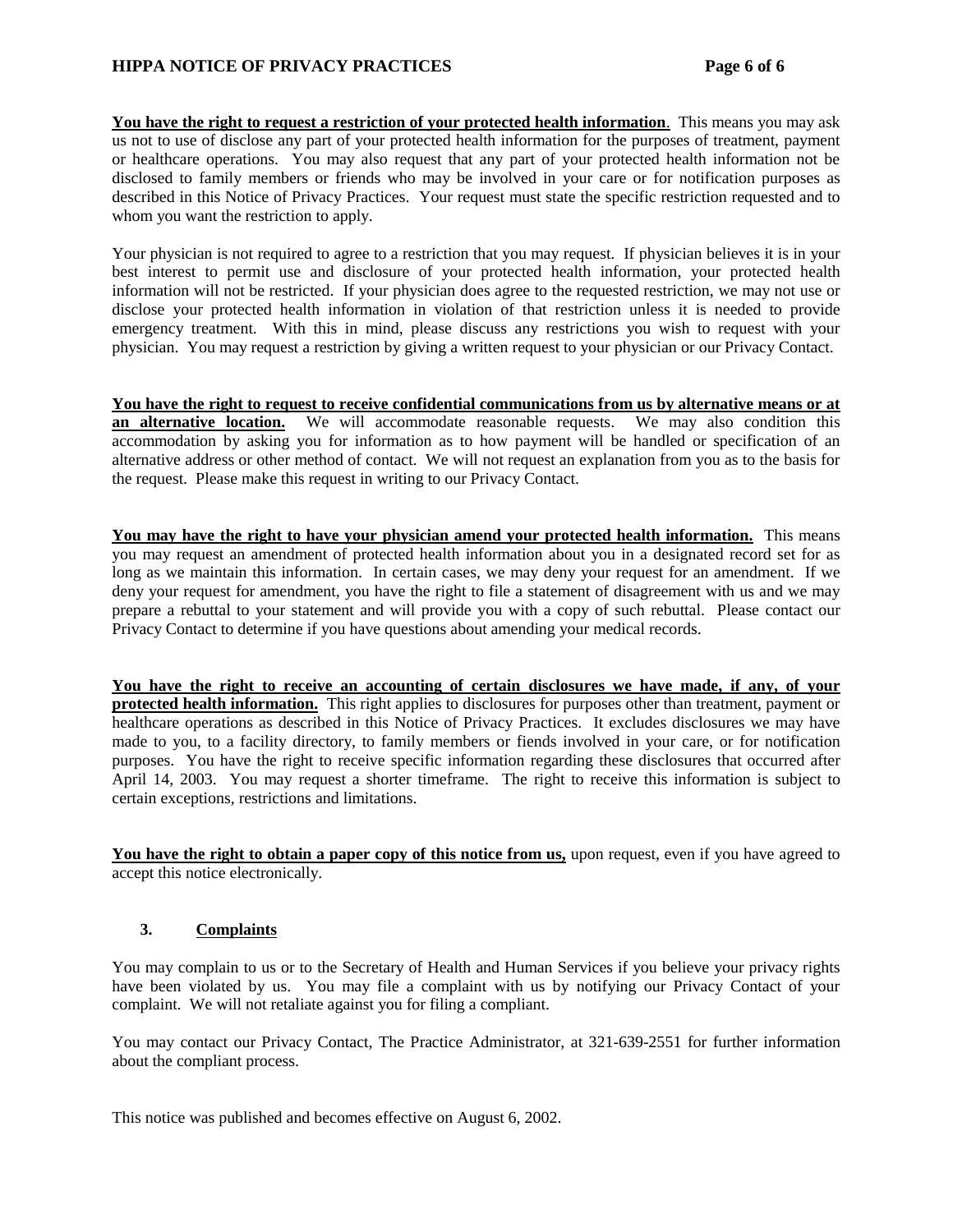**You have the right to request a restriction of your protected health information**. This means you may ask us not to use of disclose any part of your protected health information for the purposes of treatment, payment or healthcare operations. You may also request that any part of your protected health information not be disclosed to family members or friends who may be involved in your care or for notification purposes as described in this Notice of Privacy Practices. Your request must state the specific restriction requested and to whom you want the restriction to apply.

Your physician is not required to agree to a restriction that you may request. If physician believes it is in your best interest to permit use and disclosure of your protected health information, your protected health information will not be restricted. If your physician does agree to the requested restriction, we may not use or disclose your protected health information in violation of that restriction unless it is needed to provide emergency treatment. With this in mind, please discuss any restrictions you wish to request with your physician. You may request a restriction by giving a written request to your physician or our Privacy Contact.

**You have the right to request to receive confidential communications from us by alternative means or at an alternative location.** We will accommodate reasonable requests. We may also condition this accommodation by asking you for information as to how payment will be handled or specification of an alternative address or other method of contact. We will not request an explanation from you as to the basis for the request. Please make this request in writing to our Privacy Contact.

**You may have the right to have your physician amend your protected health information.** This means you may request an amendment of protected health information about you in a designated record set for as long as we maintain this information. In certain cases, we may deny your request for an amendment. If we deny your request for amendment, you have the right to file a statement of disagreement with us and we may prepare a rebuttal to your statement and will provide you with a copy of such rebuttal. Please contact our Privacy Contact to determine if you have questions about amending your medical records.

**You have the right to receive an accounting of certain disclosures we have made, if any, of your protected health information.** This right applies to disclosures for purposes other than treatment, payment or healthcare operations as described in this Notice of Privacy Practices. It excludes disclosures we may have made to you, to a facility directory, to family members or fiends involved in your care, or for notification purposes. You have the right to receive specific information regarding these disclosures that occurred after April 14, 2003. You may request a shorter timeframe. The right to receive this information is subject to certain exceptions, restrictions and limitations.

**You have the right to obtain a paper copy of this notice from us,** upon request, even if you have agreed to accept this notice electronically.

## 3. Complaints

You may complain to us or to the Secretary of Health and Human Services if you believe your privacy rights have been violated by us. You may file a complaint with us by notifying our Privacy Contact of your complaint. We will not retaliate against you for filing a compliant.

You may contact our Privacy Contact, The Practice Administrator, at 321-639-2551 for further information about the compliant process.

This notice was published and becomes effective on August 6, 2002.